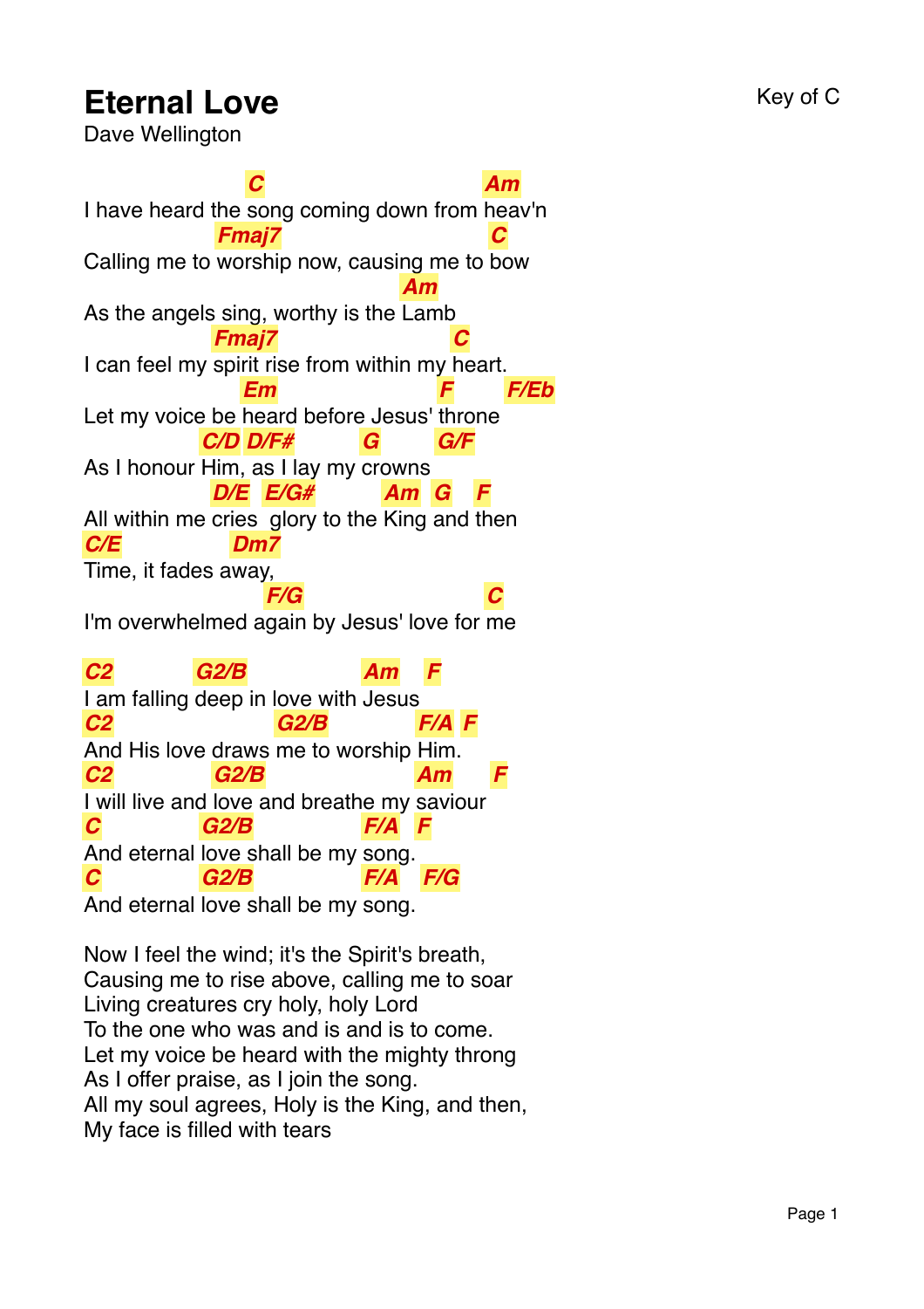# Eternal Love

Dave Wellington

Key of C

```
                   C                   Am
I have heard the song coming down from heav'n
                Fmaj7                   C
Calling me to worship now, causing me to bow
                               Am
As the angels sing, worthy is the Lamb
               Fmaj7                C
I can feel my spirit rise from within my heart.
                   Em                  F     F/Eb
Let my voice be heard before Jesus' throne
              C/D D/F#      G      G/F
As I honour Him, as I lay my crowns
               D/E  E/G#       Am  G   F
All within me cries  glory to the King and then
C/E            Dm7
Time, it fades away,
                    F/G                  C
I'm overwhelmed again by Jesus' love for me

C2       G2/B           Am   F
I am falling deep in love with Jesus
C2                 G2/B       F/A F
And His love draws me to worship Him.
C2          G2/B              Am     F
I will live and love and breathe my saviour
C          G2/B         F/A  F
And eternal love shall be my song.
C          G2/B         F/A  F/G
And eternal love shall be my song.
```

Now I feel the wind; it's the Spirit's breath,
Causing me to rise above, calling me to soar
Living creatures cry holy, holy Lord
To the one who was and is and is to come.
Let my voice be heard with the mighty throng
As I offer praise, as I join the song.
All my soul agrees, Holy is the King, and then,
My face is filled with tears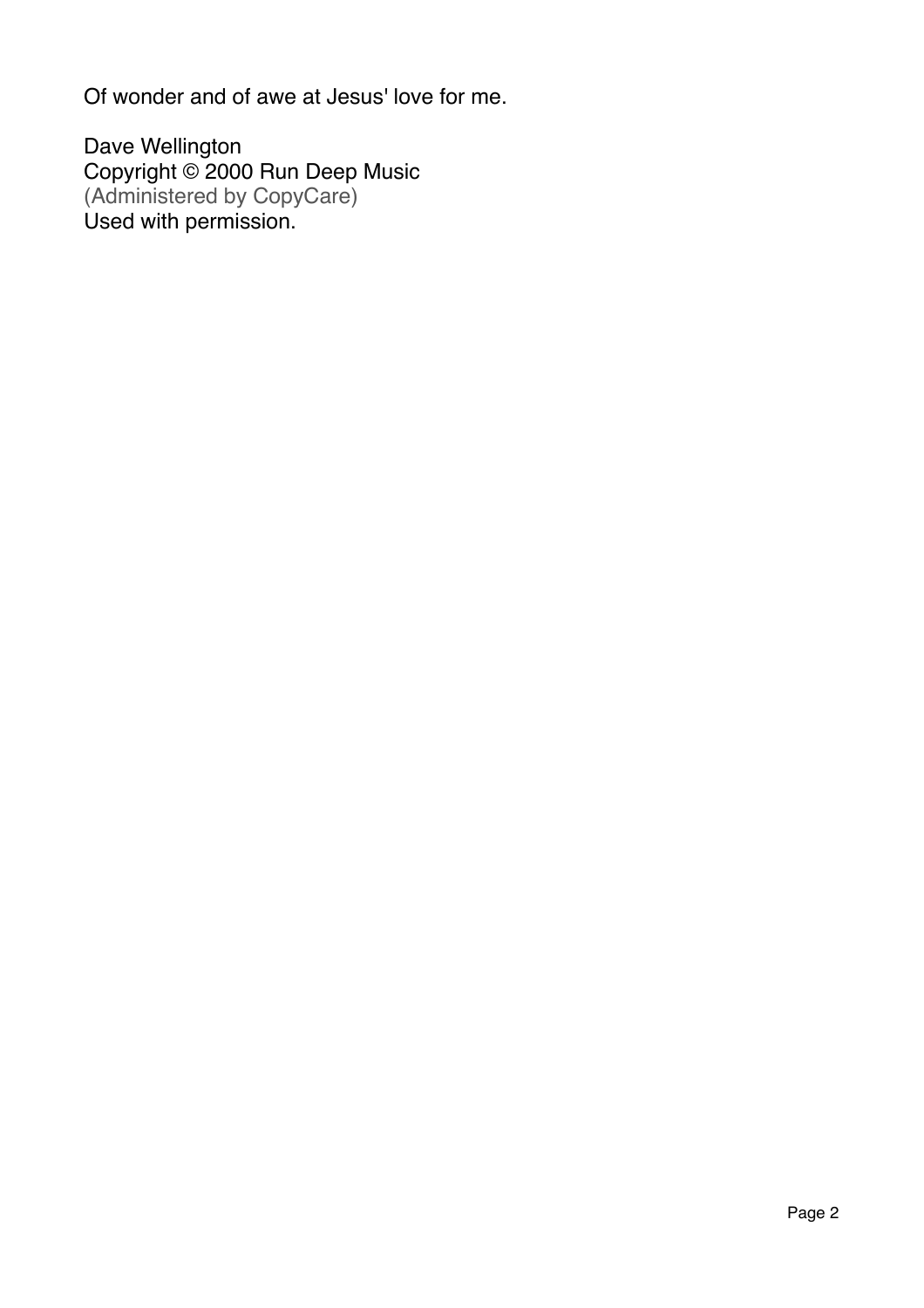Of wonder and of awe at Jesus' love for me.

Dave Wellington
Copyright © 2000 Run Deep Music
(Administered by CopyCare)
Used with permission.